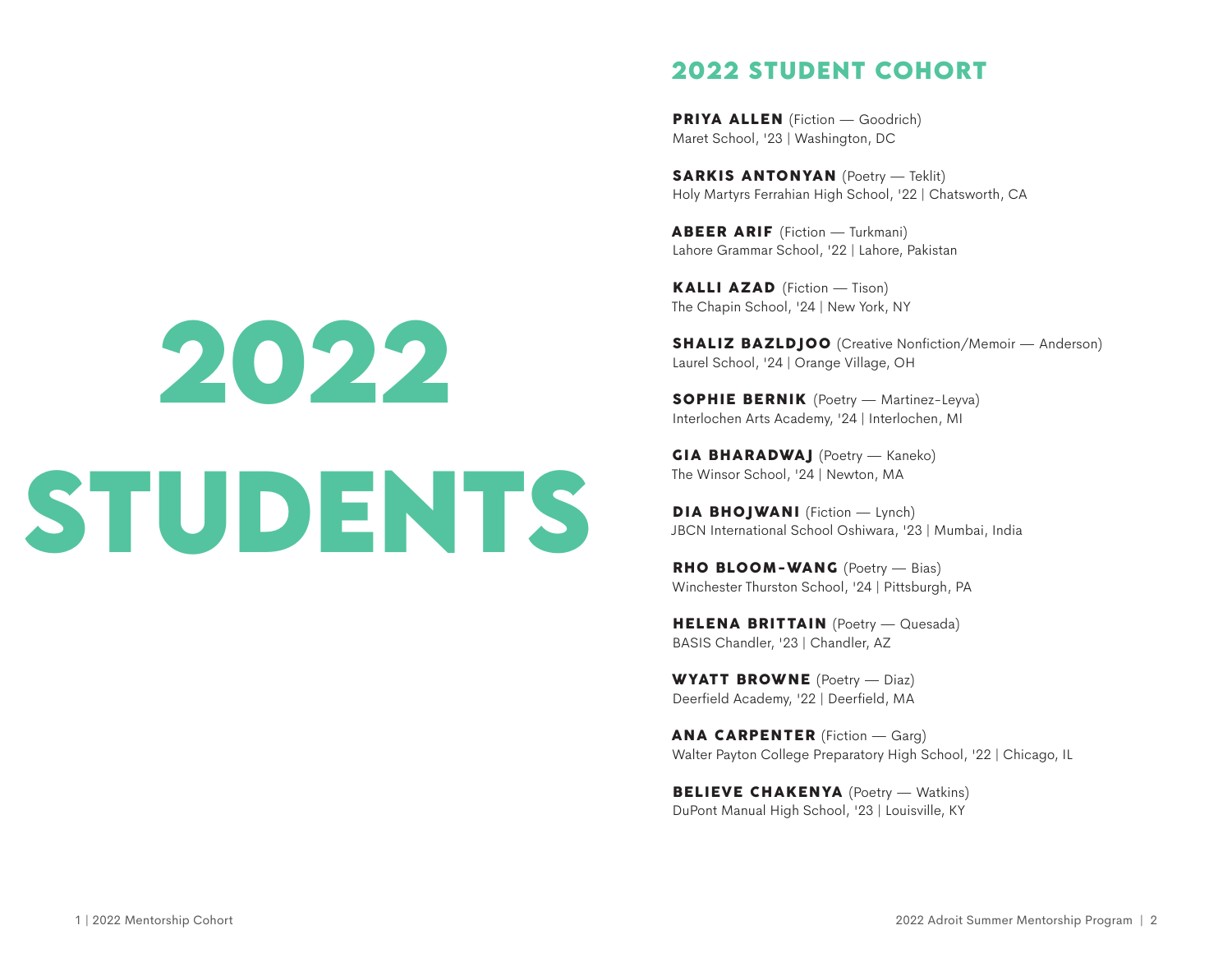# 2022 STUDENTS

## 2022 STUDENT COHORT

**PRIYA ALLEN** (Fiction — Goodrich)
Maret School, '23 | Washington, DC

**SARKIS ANTONYAN** (Poetry — Teklit)
Holy Martyrs Ferrahian High School, '22 | Chatsworth, CA

**ABEER ARIF** (Fiction — Turkmani)
Lahore Grammar School, '22 | Lahore, Pakistan

**KALLI AZAD** (Fiction — Tison)
The Chapin School, '24 | New York, NY

**SHALIZ BAZLDJOO** (Creative Nonfiction/Memoir — Anderson)
Laurel School, '24 | Orange Village, OH

**SOPHIE BERNIK** (Poetry — Martinez-Leyva)
Interlochen Arts Academy, '24 | Interlochen, MI

**GIA BHARADWAJ** (Poetry — Kaneko)
The Winsor School, '24 | Newton, MA

**DIA BHOJWANI** (Fiction — Lynch)
JBCN International School Oshiwara, '23 | Mumbai, India

**RHO BLOOM-WANG** (Poetry — Bias)
Winchester Thurston School, '24 | Pittsburgh, PA

**HELENA BRITTAIN** (Poetry — Quesada)
BASIS Chandler, '23 | Chandler, AZ

**WYATT BROWNE** (Poetry — Diaz)
Deerfield Academy, '22 | Deerfield, MA

**ANA CARPENTER** (Fiction — Garg)
Walter Payton College Preparatory High School, '22 | Chicago, IL

**BELIEVE CHAKENYA** (Poetry — Watkins)
DuPont Manual High School, '23 | Louisville, KY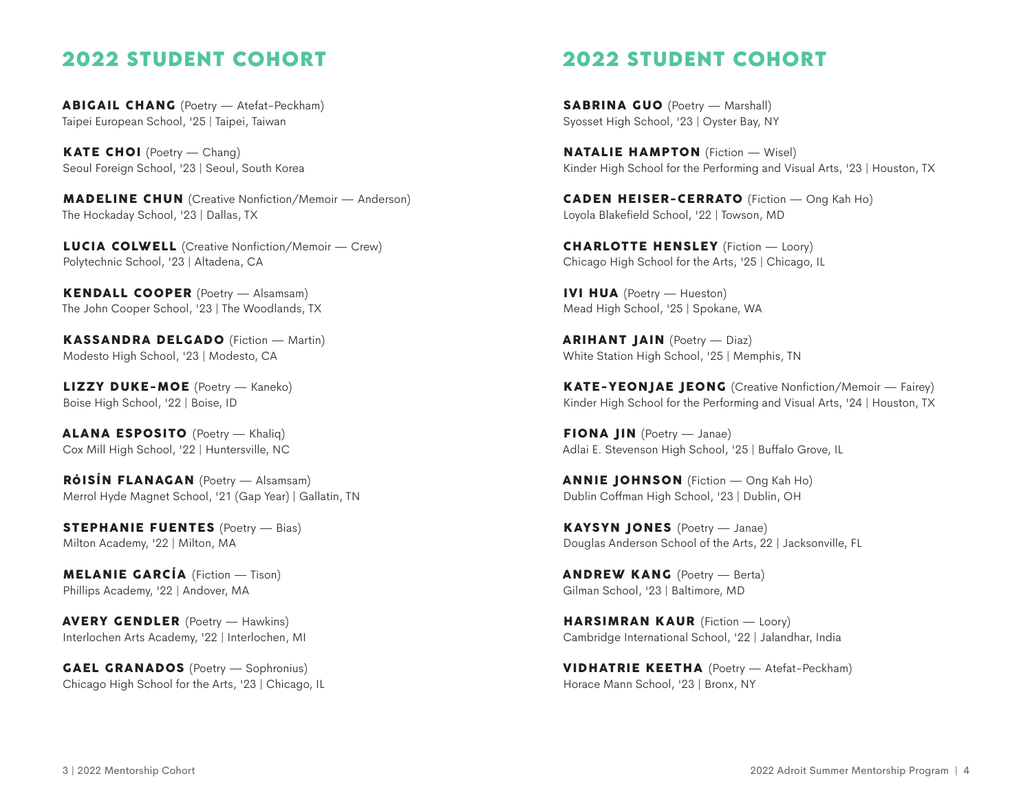## 2022 STUDENT COHORT

**ABIGAIL CHANG** (Poetry — Atefat-Peckham)
Taipei European School, '25 | Taipei, Taiwan

**KATE CHOI** (Poetry — Chang)
Seoul Foreign School, '23 | Seoul, South Korea

**MADELINE CHUN** (Creative Nonfiction/Memoir — Anderson)
The Hockaday School, '23 | Dallas, TX

**LUCIA COLWELL** (Creative Nonfiction/Memoir — Crew)
Polytechnic School, '23 | Altadena, CA

**KENDALL COOPER** (Poetry — Alsamsam)
The John Cooper School, '23 | The Woodlands, TX

**KASSANDRA DELGADO** (Fiction — Martin)
Modesto High School, '23 | Modesto, CA

**LIZZY DUKE-MOE** (Poetry — Kaneko)
Boise High School, '22 | Boise, ID

**ALANA ESPOSITO** (Poetry — Khaliq)
Cox Mill High School, '22 | Huntersville, NC

**RÓISÍN FLANAGAN** (Poetry — Alsamsam)
Merrol Hyde Magnet School, '21 (Gap Year) | Gallatin, TN

**STEPHANIE FUENTES** (Poetry — Bias)
Milton Academy, '22 | Milton, MA

**MELANIE GARCÍA** (Fiction — Tison)
Phillips Academy, '22 | Andover, MA

**AVERY GENDLER** (Poetry — Hawkins)
Interlochen Arts Academy, '22 | Interlochen, MI

**GAEL GRANADOS** (Poetry — Sophronius)
Chicago High School for the Arts, '23 | Chicago, IL

## 2022 STUDENT COHORT

**SABRINA GUO** (Poetry — Marshall)
Syosset High School, '23 | Oyster Bay, NY

**NATALIE HAMPTON** (Fiction — Wisel)
Kinder High School for the Performing and Visual Arts, '23 | Houston, TX

**CADEN HEISER-CERRATO** (Fiction — Ong Kah Ho)
Loyola Blakefield School, '22 | Towson, MD

**CHARLOTTE HENSLEY** (Fiction — Loory)
Chicago High School for the Arts, '25 | Chicago, IL

**IVI HUA** (Poetry — Hueston)
Mead High School, '25 | Spokane, WA

**ARIHANT JAIN** (Poetry — Diaz)
White Station High School, '25 | Memphis, TN

**KATE-YEONJAE JEONG** (Creative Nonfiction/Memoir — Fairey)
Kinder High School for the Performing and Visual Arts, '24 | Houston, TX

**FIONA JIN** (Poetry — Janae)
Adlai E. Stevenson High School, '25 | Buffalo Grove, IL

**ANNIE JOHNSON** (Fiction — Ong Kah Ho)
Dublin Coffman High School, '23 | Dublin, OH

**KAYSYN JONES** (Poetry — Janae)
Douglas Anderson School of the Arts, 22 | Jacksonville, FL

**ANDREW KANG** (Poetry — Berta)
Gilman School, '23 | Baltimore, MD

**HARSIMRAN KAUR** (Fiction — Loory)
Cambridge International School, '22 | Jalandhar, India

**VIDHATRIE KEETHA** (Poetry — Atefat-Peckham)
Horace Mann School, '23 | Bronx, NY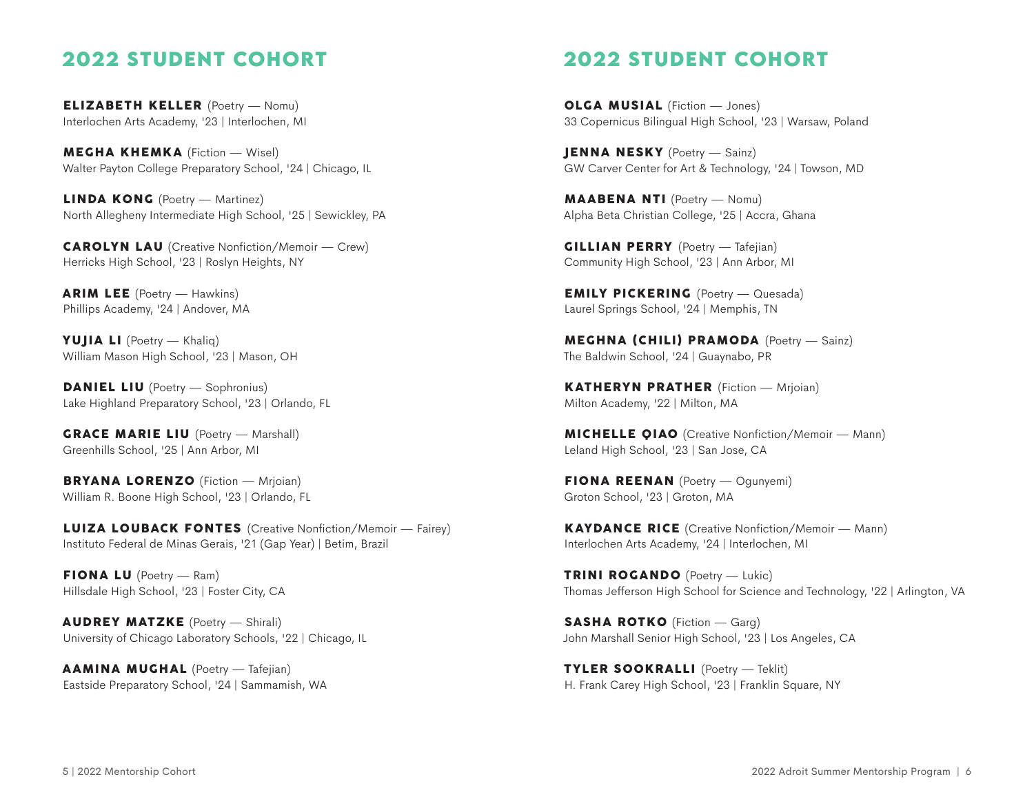## 2022 STUDENT COHORT

**ELIZABETH KELLER** (Poetry — Nomu)
Interlochen Arts Academy, '23 | Interlochen, MI

**MEGHA KHEMKA** (Fiction — Wisel)
Walter Payton College Preparatory School, '24 | Chicago, IL

**LINDA KONG** (Poetry — Martinez)
North Allegheny Intermediate High School, '25 | Sewickley, PA

**CAROLYN LAU** (Creative Nonfiction/Memoir — Crew)
Herricks High School, '23 | Roslyn Heights, NY

**ARIM LEE** (Poetry — Hawkins)
Phillips Academy, '24 | Andover, MA

**YUJIA LI** (Poetry — Khaliq)
William Mason High School, '23 | Mason, OH

**DANIEL LIU** (Poetry — Sophronius)
Lake Highland Preparatory School, '23 | Orlando, FL

**GRACE MARIE LIU** (Poetry — Marshall)
Greenhills School, '25 | Ann Arbor, MI

**BRYANA LORENZO** (Fiction — Mrjoian)
William R. Boone High School, '23 | Orlando, FL

**LUIZA LOUBACK FONTES** (Creative Nonfiction/Memoir — Fairey)
Instituto Federal de Minas Gerais, '21 (Gap Year) | Betim, Brazil

**FIONA LU** (Poetry — Ram)
Hillsdale High School, '23 | Foster City, CA

**AUDREY MATZKE** (Poetry — Shirali)
University of Chicago Laboratory Schools, '22 | Chicago, IL

**AAMINA MUGHAL** (Poetry — Tafejian)
Eastside Preparatory School, '24 | Sammamish, WA

## 2022 STUDENT COHORT

**OLGA MUSIAL** (Fiction — Jones)
33 Copernicus Bilingual High School, '23 | Warsaw, Poland

**JENNA NESKY** (Poetry — Sainz)
GW Carver Center for Art & Technology, '24 | Towson, MD

**MAABENA NTI** (Poetry — Nomu)
Alpha Beta Christian College, '25 | Accra, Ghana

**GILLIAN PERRY** (Poetry — Tafejian)
Community High School, '23 | Ann Arbor, MI

**EMILY PICKERING** (Poetry — Quesada)
Laurel Springs School, '24 | Memphis, TN

**MEGHNA (CHILI) PRAMODA** (Poetry — Sainz)
The Baldwin School, '24 | Guaynabo, PR

**KATHERYN PRATHER** (Fiction — Mrjoian)
Milton Academy, '22 | Milton, MA

**MICHELLE QIAO** (Creative Nonfiction/Memoir — Mann)
Leland High School, '23 | San Jose, CA

**FIONA REENAN** (Poetry — Ogunyemi)
Groton School, '23 | Groton, MA

**KAYDANCE RICE** (Creative Nonfiction/Memoir — Mann)
Interlochen Arts Academy, '24 | Interlochen, MI

**TRINI ROGANDO** (Poetry — Lukic)
Thomas Jefferson High School for Science and Technology, '22 | Arlington, VA

**SASHA ROTKO** (Fiction — Garg)
John Marshall Senior High School, '23 | Los Angeles, CA

**TYLER SOOKRALLI** (Poetry — Teklit)
H. Frank Carey High School, '23 | Franklin Square, NY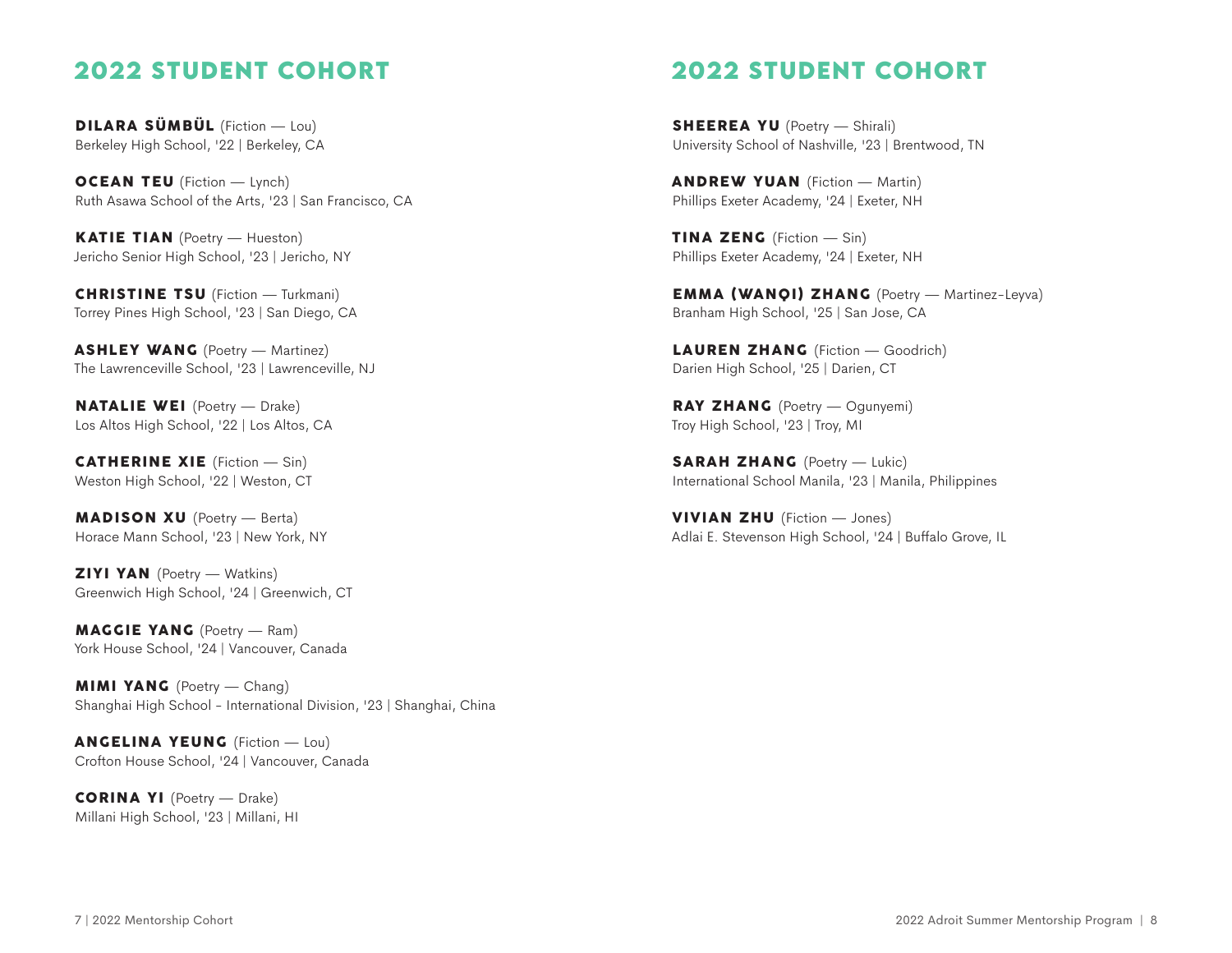## 2022 STUDENT COHORT

**DILARA SÜMBÜL** (Fiction — Lou)
Berkeley High School, '22 | Berkeley, CA

**OCEAN TEU** (Fiction — Lynch)
Ruth Asawa School of the Arts, '23 | San Francisco, CA

**KATIE TIAN** (Poetry — Hueston)
Jericho Senior High School, '23 | Jericho, NY

**CHRISTINE TSU** (Fiction — Turkmani)
Torrey Pines High School, '23 | San Diego, CA

**ASHLEY WANG** (Poetry — Martinez)
The Lawrenceville School, '23 | Lawrenceville, NJ

**NATALIE WEI** (Poetry — Drake)
Los Altos High School, '22 | Los Altos, CA

**CATHERINE XIE** (Fiction — Sin)
Weston High School, '22 | Weston, CT

**MADISON XU** (Poetry — Berta)
Horace Mann School, '23 | New York, NY

**ZIYI YAN** (Poetry — Watkins)
Greenwich High School, '24 | Greenwich, CT

**MAGGIE YANG** (Poetry — Ram)
York House School, '24 | Vancouver, Canada

**MIMI YANG** (Poetry — Chang)
Shanghai High School – International Division, '23 | Shanghai, China

**ANGELINA YEUNG** (Fiction — Lou)
Crofton House School, '24 | Vancouver, Canada

**CORINA YI** (Poetry — Drake)
Millani High School, '23 | Millani, HI

## 2022 STUDENT COHORT

**SHEEREA YU** (Poetry — Shirali)
University School of Nashville, '23 | Brentwood, TN

**ANDREW YUAN** (Fiction — Martin)
Phillips Exeter Academy, '24 | Exeter, NH

**TINA ZENG** (Fiction — Sin)
Phillips Exeter Academy, '24 | Exeter, NH

**EMMA (WANQI) ZHANG** (Poetry — Martinez-Leyva)
Branham High School, '25 | San Jose, CA

**LAUREN ZHANG** (Fiction — Goodrich)
Darien High School, '25 | Darien, CT

**RAY ZHANG** (Poetry — Ogunyemi)
Troy High School, '23 | Troy, MI

**SARAH ZHANG** (Poetry — Lukic)
International School Manila, '23 | Manila, Philippines

**VIVIAN ZHU** (Fiction — Jones)
Adlai E. Stevenson High School, '24 | Buffalo Grove, IL